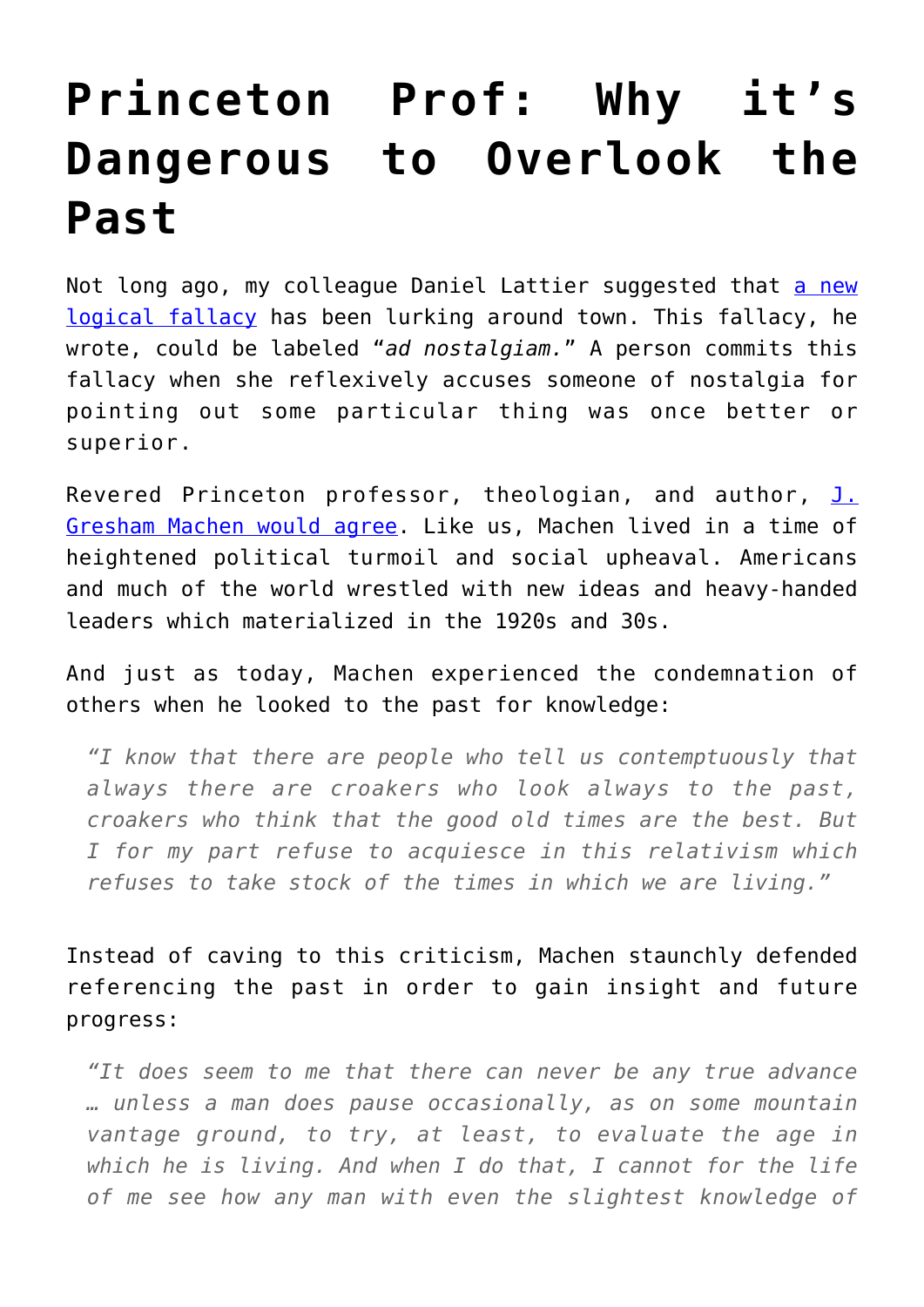# Princeton Prof: Why it's Dangerous to Overlook the Past

Not long ago, my colleague Daniel Lattier suggested that [a new logical fallacy]() has been lurking around town. This fallacy, he wrote, could be labeled "*ad nostalgiam.*" A person commits this fallacy when she reflexively accuses someone of nostalgia for pointing out some particular thing was once better or superior.

Revered Princeton professor, theologian, and author, [J. Gresham Machen would agree](). Like us, Machen lived in a time of heightened political turmoil and social upheaval. Americans and much of the world wrestled with new ideas and heavy-handed leaders which materialized in the 1920s and 30s.

And just as today, Machen experienced the condemnation of others when he looked to the past for knowledge:

> *"I know that there are people who tell us contemptuously that always there are croakers who look always to the past, croakers who think that the good old times are the best. But I for my part refuse to acquiesce in this relativism which refuses to take stock of the times in which we are living."*

Instead of caving to this criticism, Machen staunchly defended referencing the past in order to gain insight and future progress:

> *"It does seem to me that there can never be any true advance … unless a man does pause occasionally, as on some mountain vantage ground, to try, at least, to evaluate the age in which he is living. And when I do that, I cannot for the life of me see how any man with even the slightest knowledge of*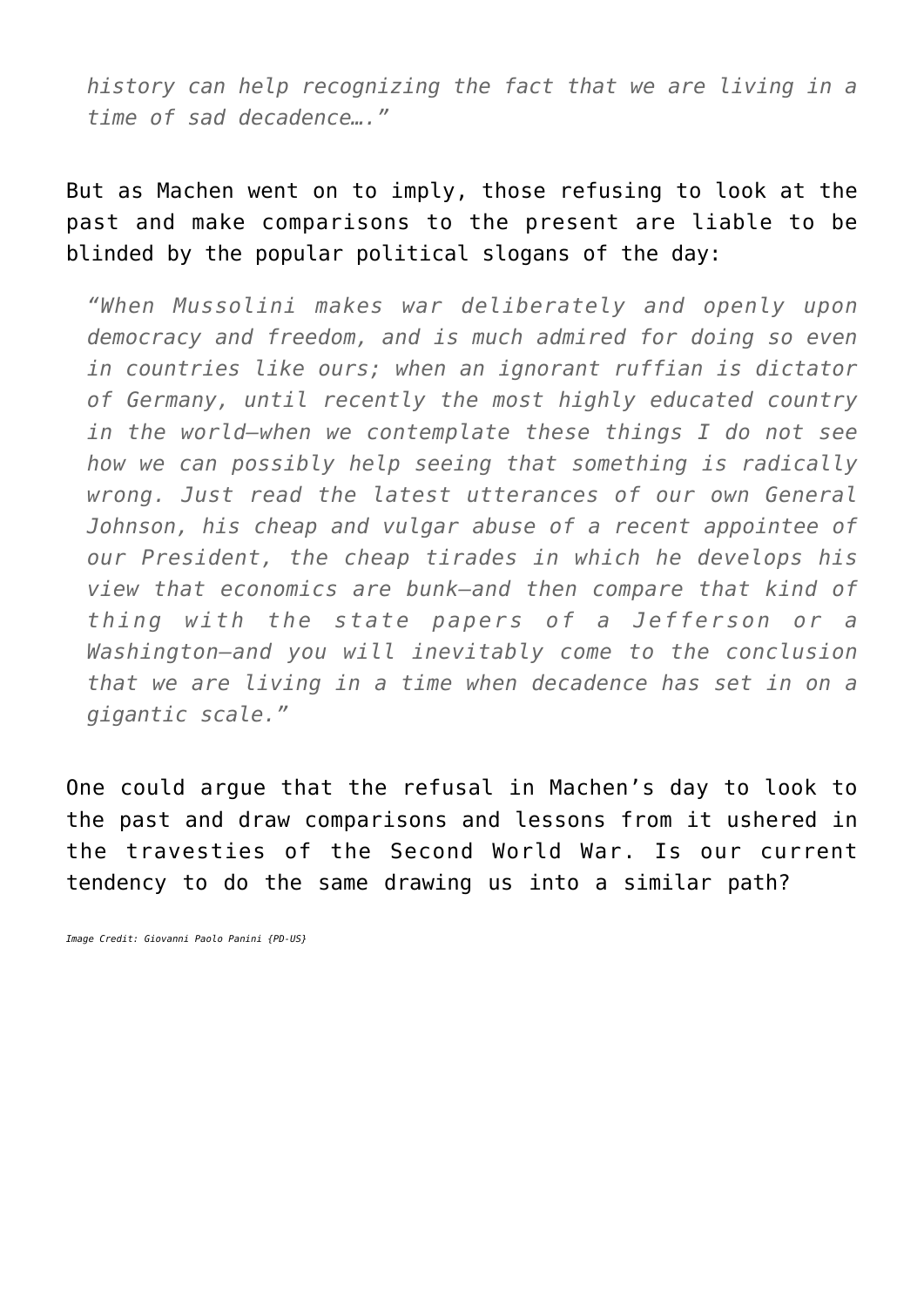> *history can help recognizing the fact that we are living in a time of sad decadence…."*

But as Machen went on to imply, those refusing to look at the past and make comparisons to the present are liable to be blinded by the popular political slogans of the day:

> *"When Mussolini makes war deliberately and openly upon democracy and freedom, and is much admired for doing so even in countries like ours; when an ignorant ruffian is dictator of Germany, until recently the most highly educated country in the world—when we contemplate these things I do not see how we can possibly help seeing that something is radically wrong. Just read the latest utterances of our own General Johnson, his cheap and vulgar abuse of a recent appointee of our President, the cheap tirades in which he develops his view that economics are bunk—and then compare that kind of thing with the state papers of a Jefferson or a Washington—and you will inevitably come to the conclusion that we are living in a time when decadence has set in on a gigantic scale."*

One could argue that the refusal in Machen's day to look to the past and draw comparisons and lessons from it ushered in the travesties of the Second World War. Is our current tendency to do the same drawing us into a similar path?

*Image Credit: Giovanni Paolo Panini {PD-US}*